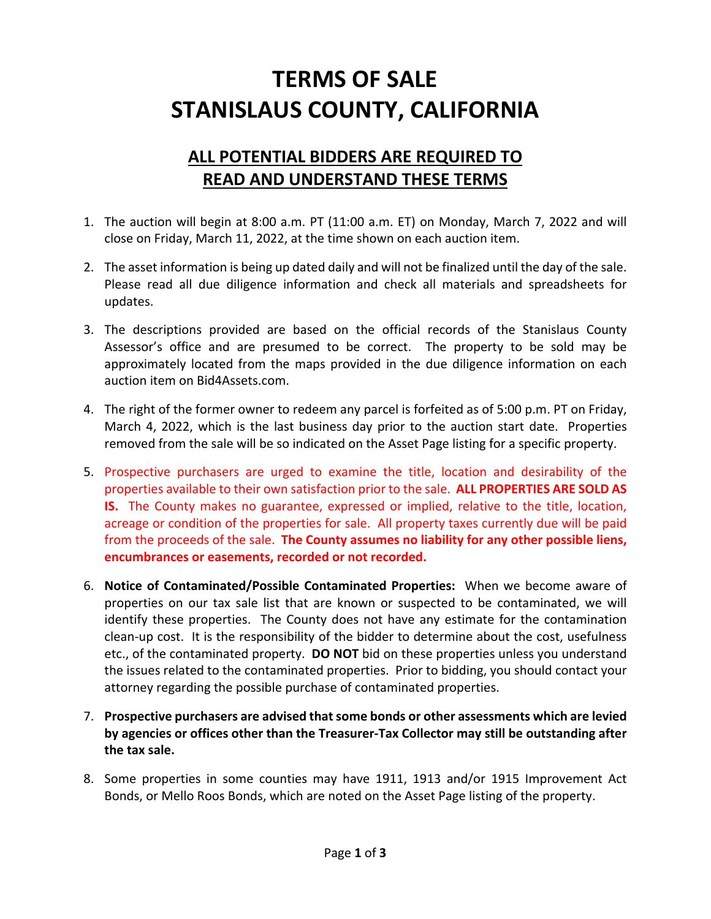# TERMS OF SALE
# STANISLAUS COUNTY, CALIFORNIA

## ALL POTENTIAL BIDDERS ARE REQUIRED TO READ AND UNDERSTAND THESE TERMS

1. The auction will begin at 8:00 a.m. PT (11:00 a.m. ET) on Monday, March 7, 2022 and will close on Friday, March 11, 2022, at the time shown on each auction item.

2. The asset information is being up dated daily and will not be finalized until the day of the sale. Please read all due diligence information and check all materials and spreadsheets for updates.

3. The descriptions provided are based on the official records of the Stanislaus County Assessor's office and are presumed to be correct. The property to be sold may be approximately located from the maps provided in the due diligence information on each auction item on Bid4Assets.com.

4. The right of the former owner to redeem any parcel is forfeited as of 5:00 p.m. PT on Friday, March 4, 2022, which is the last business day prior to the auction start date. Properties removed from the sale will be so indicated on the Asset Page listing for a specific property.

5. Prospective purchasers are urged to examine the title, location and desirability of the properties available to their own satisfaction prior to the sale. **ALL PROPERTIES ARE SOLD AS IS.** The County makes no guarantee, expressed or implied, relative to the title, location, acreage or condition of the properties for sale. All property taxes currently due will be paid from the proceeds of the sale. **The County assumes no liability for any other possible liens, encumbrances or easements, recorded or not recorded.**

6. **Notice of Contaminated/Possible Contaminated Properties:** When we become aware of properties on our tax sale list that are known or suspected to be contaminated, we will identify these properties. The County does not have any estimate for the contamination clean-up cost. It is the responsibility of the bidder to determine about the cost, usefulness etc., of the contaminated property. **DO NOT** bid on these properties unless you understand the issues related to the contaminated properties. Prior to bidding, you should contact your attorney regarding the possible purchase of contaminated properties.

7. **Prospective purchasers are advised that some bonds or other assessments which are levied by agencies or offices other than the Treasurer-Tax Collector may still be outstanding after the tax sale.**

8. Some properties in some counties may have 1911, 1913 and/or 1915 Improvement Act Bonds, or Mello Roos Bonds, which are noted on the Asset Page listing of the property.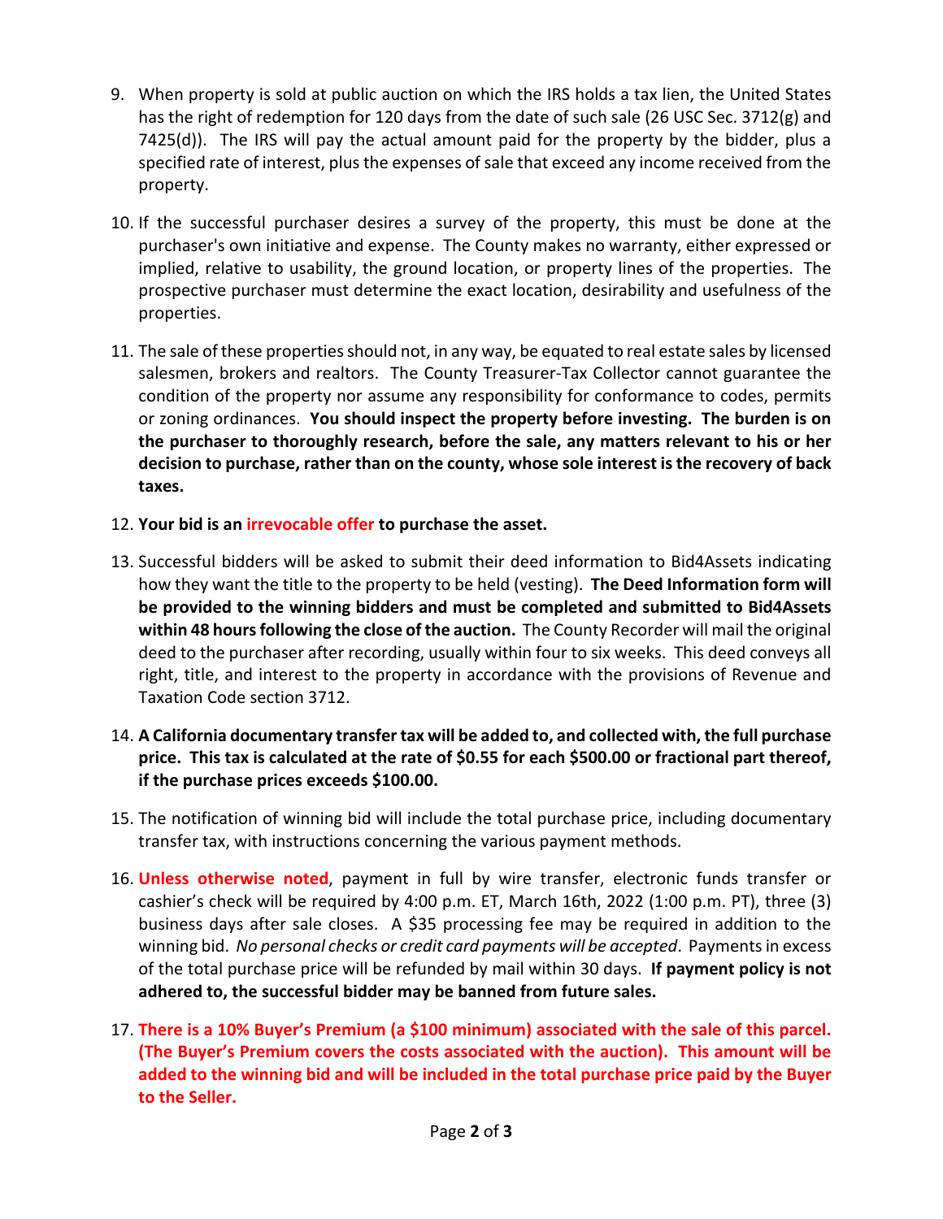9. When property is sold at public auction on which the IRS holds a tax lien, the United States has the right of redemption for 120 days from the date of such sale (26 USC Sec. 3712(g) and 7425(d)). The IRS will pay the actual amount paid for the property by the bidder, plus a specified rate of interest, plus the expenses of sale that exceed any income received from the property.

10. If the successful purchaser desires a survey of the property, this must be done at the purchaser's own initiative and expense. The County makes no warranty, either expressed or implied, relative to usability, the ground location, or property lines of the properties. The prospective purchaser must determine the exact location, desirability and usefulness of the properties.

11. The sale of these properties should not, in any way, be equated to real estate sales by licensed salesmen, brokers and realtors. The County Treasurer-Tax Collector cannot guarantee the condition of the property nor assume any responsibility for conformance to codes, permits or zoning ordinances. **You should inspect the property before investing. The burden is on the purchaser to thoroughly research, before the sale, any matters relevant to his or her decision to purchase, rather than on the county, whose sole interest is the recovery of back taxes.**

12. **Your bid is an irrevocable offer to purchase the asset.**

13. Successful bidders will be asked to submit their deed information to Bid4Assets indicating how they want the title to the property to be held (vesting). **The Deed Information form will be provided to the winning bidders and must be completed and submitted to Bid4Assets within 48 hours following the close of the auction.** The County Recorder will mail the original deed to the purchaser after recording, usually within four to six weeks. This deed conveys all right, title, and interest to the property in accordance with the provisions of Revenue and Taxation Code section 3712.

14. **A California documentary transfer tax will be added to, and collected with, the full purchase price. This tax is calculated at the rate of $0.55 for each $500.00 or fractional part thereof, if the purchase prices exceeds $100.00.**

15. The notification of winning bid will include the total purchase price, including documentary transfer tax, with instructions concerning the various payment methods.

16. **Unless otherwise noted**, payment in full by wire transfer, electronic funds transfer or cashier's check will be required by 4:00 p.m. ET, March 16th, 2022 (1:00 p.m. PT), three (3) business days after sale closes. A $35 processing fee may be required in addition to the winning bid. *No personal checks or credit card payments will be accepted*. Payments in excess of the total purchase price will be refunded by mail within 30 days. **If payment policy is not adhered to, the successful bidder may be banned from future sales.**

17. **There is a 10% Buyer's Premium (a $100 minimum) associated with the sale of this parcel. (The Buyer's Premium covers the costs associated with the auction). This amount will be added to the winning bid and will be included in the total purchase price paid by the Buyer to the Seller.**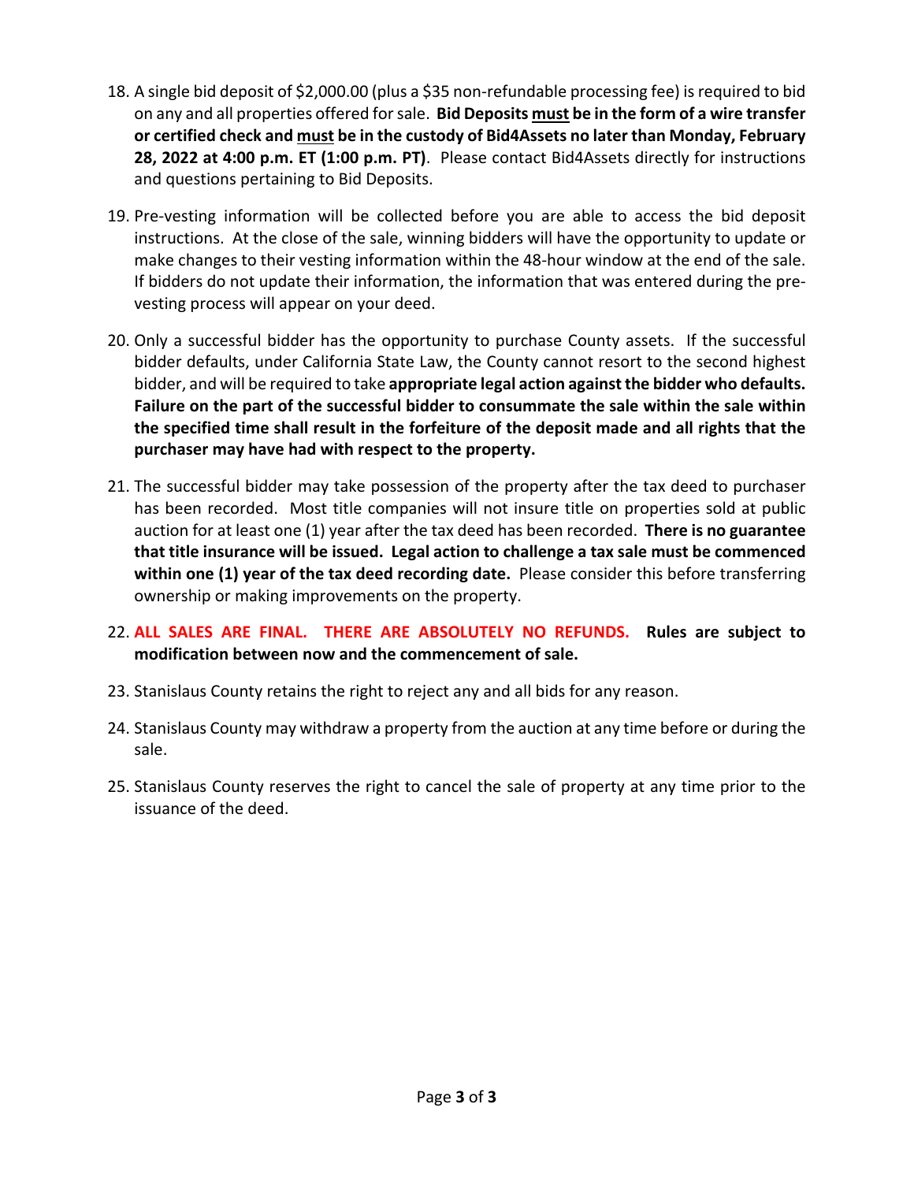18. A single bid deposit of $2,000.00 (plus a $35 non-refundable processing fee) is required to bid on any and all properties offered for sale. **Bid Deposits <u>must</u> be in the form of a wire transfer or certified check and <u>must</u> be in the custody of Bid4Assets no later than Monday, February 28, 2022 at 4:00 p.m. ET (1:00 p.m. PT)**. Please contact Bid4Assets directly for instructions and questions pertaining to Bid Deposits.

19. Pre-vesting information will be collected before you are able to access the bid deposit instructions. At the close of the sale, winning bidders will have the opportunity to update or make changes to their vesting information within the 48-hour window at the end of the sale. If bidders do not update their information, the information that was entered during the pre-vesting process will appear on your deed.

20. Only a successful bidder has the opportunity to purchase County assets. If the successful bidder defaults, under California State Law, the County cannot resort to the second highest bidder, and will be required to take **appropriate legal action against the bidder who defaults. Failure on the part of the successful bidder to consummate the sale within the sale within the specified time shall result in the forfeiture of the deposit made and all rights that the purchaser may have had with respect to the property.**

21. The successful bidder may take possession of the property after the tax deed to purchaser has been recorded. Most title companies will not insure title on properties sold at public auction for at least one (1) year after the tax deed has been recorded. **There is no guarantee that title insurance will be issued. Legal action to challenge a tax sale must be commenced within one (1) year of the tax deed recording date.** Please consider this before transferring ownership or making improvements on the property.

22. **ALL SALES ARE FINAL. THERE ARE ABSOLUTELY NO REFUNDS. Rules are subject to modification between now and the commencement of sale.**

23. Stanislaus County retains the right to reject any and all bids for any reason.

24. Stanislaus County may withdraw a property from the auction at any time before or during the sale.

25. Stanislaus County reserves the right to cancel the sale of property at any time prior to the issuance of the deed.